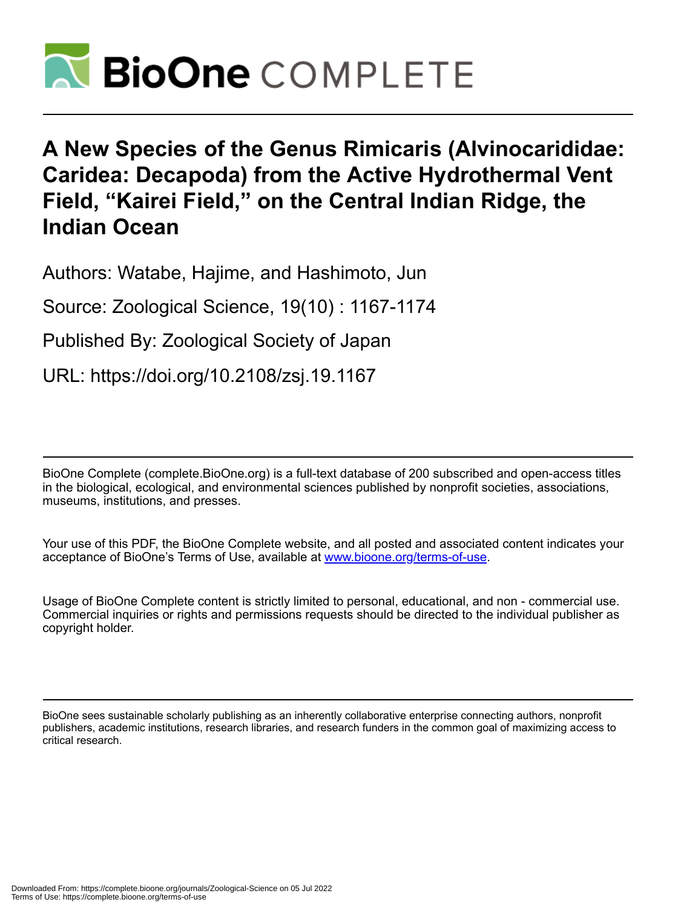# A New Species of the Genus Rimicaris (Alvinocarididae: Caridea: Decapoda) from the Active Hydrothermal Vent Field, "Kairei Field," on the Central Indian Ridge, the Indian Ocean

Authors: Watabe, Hajime, and Hashimoto, Jun

Source: Zoological Science, 19(10) : 1167-1174

Published By: Zoological Society of Japan

URL: https://doi.org/10.2108/zsj.19.1167

BioOne Complete (complete.BioOne.org) is a full-text database of 200 subscribed and open-access titles in the biological, ecological, and environmental sciences published by nonprofit societies, associations, museums, institutions, and presses.

Your use of this PDF, the BioOne Complete website, and all posted and associated content indicates your acceptance of BioOne's Terms of Use, available at www.bioone.org/terms-of-use.

Usage of BioOne Complete content is strictly limited to personal, educational, and non - commercial use. Commercial inquiries or rights and permissions requests should be directed to the individual publisher as copyright holder.

BioOne sees sustainable scholarly publishing as an inherently collaborative enterprise connecting authors, nonprofit publishers, academic institutions, research libraries, and research funders in the common goal of maximizing access to critical research.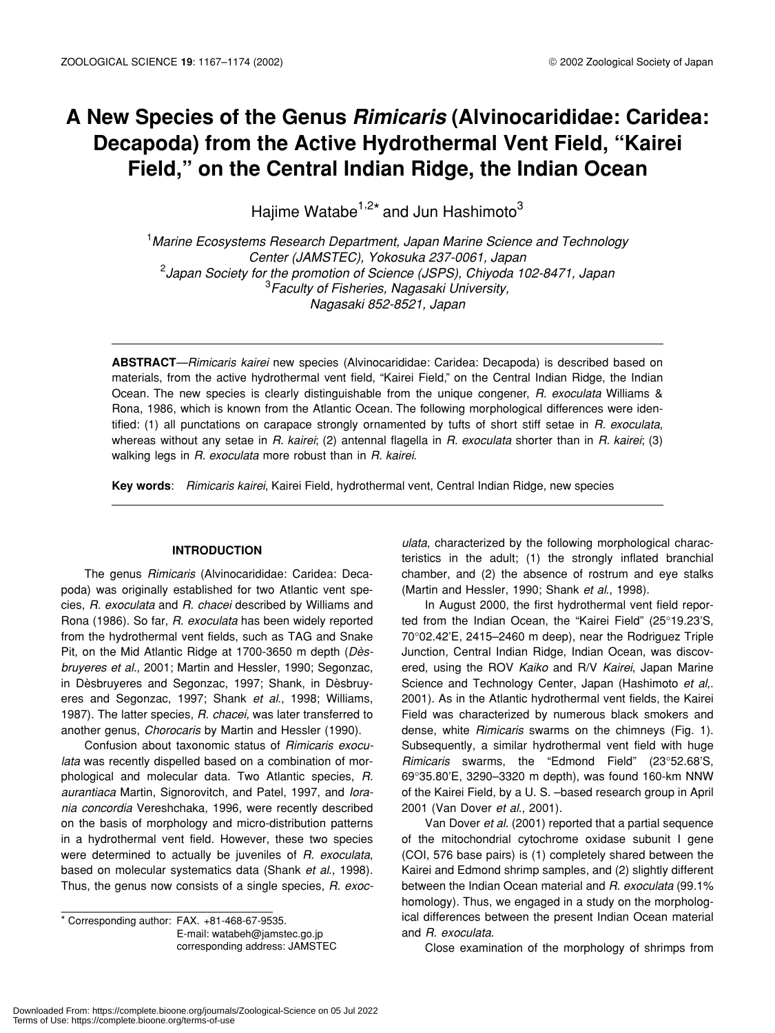# A New Species of the Genus *Rimicaris* (Alvinocarididae: Caridea: Decapoda) from the Active Hydrothermal Vent Field, "Kairei Field," on the Central Indian Ridge, the Indian Ocean

Hajime Watabe[1,2]* and Jun Hashimoto[3]

[1]*Marine Ecosystems Research Department, Japan Marine Science and Technology Center (JAMSTEC), Yokosuka 237-0061, Japan*
[2]*Japan Society for the promotion of Science (JSPS), Chiyoda 102-8471, Japan*
[3]*Faculty of Fisheries, Nagasaki University, Nagasaki 852-8521, Japan*

**ABSTRACT**—*Rimicaris kairei* new species (Alvinocarididae: Caridea: Decapoda) is described based on materials, from the active hydrothermal vent field, "Kairei Field," on the Central Indian Ridge, the Indian Ocean. The new species is clearly distinguishable from the unique congener, *R. exoculata* Williams & Rona, 1986, which is known from the Atlantic Ocean. The following morphological differences were identified: (1) all punctations on carapace strongly ornamented by tufts of short stiff setae in *R. exoculata*, whereas without any setae in *R. kairei*; (2) antennal flagella in *R. exoculata* shorter than in *R. kairei*; (3) walking legs in *R. exoculata* more robust than in *R. kairei*.

**Key words**: *Rimicaris kairei*, Kairei Field, hydrothermal vent, Central Indian Ridge, new species

## INTRODUCTION

The genus *Rimicaris* (Alvinocarididae: Caridea: Decapoda) was originally established for two Atlantic vent species, *R. exoculata* and *R. chacei* described by Williams and Rona (1986). So far, *R. exoculata* has been widely reported from the hydrothermal vent fields, such as TAG and Snake Pit, on the Mid Atlantic Ridge at 1700-3650 m depth (*Dèsbruyeres et al*., 2001; Martin and Hessler, 1990; Segonzac, in Dèsbruyeres and Segonzac, 1997; Shank, in Dèsbruyeres and Segonzac, 1997; Shank *et al*., 1998; Williams, 1987). The latter species, *R. chacei,* was later transferred to another genus, *Chorocaris* by Martin and Hessler (1990).

Confusion about taxonomic status of *Rimicaris exoculata* was recently dispelled based on a combination of morphological and molecular data. Two Atlantic species, *R. aurantiaca* Martin, Signorovitch, and Patel, 1997, and *Iorania concordia* Vereshchaka, 1996, were recently described on the basis of morphology and micro-distribution patterns in a hydrothermal vent field. However, these two species were determined to actually be juveniles of *R. exoculata*, based on molecular systematics data (Shank *et al*., 1998). Thus, the genus now consists of a single species, *R. exoculata*, characterized by the following morphological characteristics in the adult; (1) the strongly inflated branchial chamber, and (2) the absence of rostrum and eye stalks (Martin and Hessler, 1990; Shank *et al*., 1998).

In August 2000, the first hydrothermal vent field reported from the Indian Ocean, the "Kairei Field" (25°19.23'S, 70°02.42'E, 2415–2460 m deep), near the Rodriguez Triple Junction, Central Indian Ridge, Indian Ocean, was discovered, using the ROV *Kaiko* and R/V *Kairei*, Japan Marine Science and Technology Center, Japan (Hashimoto *et al*,. 2001). As in the Atlantic hydrothermal vent fields, the Kairei Field was characterized by numerous black smokers and dense, white *Rimicaris* swarms on the chimneys (Fig. 1). Subsequently, a similar hydrothermal vent field with huge *Rimicaris* swarms, the "Edmond Field" (23°52.68'S, 69°35.80'E, 3290–3320 m depth), was found 160-km NNW of the Kairei Field, by a U. S. –based research group in April 2001 (Van Dover *et al*., 2001).

Van Dover *et al*. (2001) reported that a partial sequence of the mitochondrial cytochrome oxidase subunit I gene (COI, 576 base pairs) is (1) completely shared between the Kairei and Edmond shrimp samples, and (2) slightly different between the Indian Ocean material and *R. exoculata* (99.1% homology). Thus, we engaged in a study on the morphological differences between the present Indian Ocean material and *R. exoculata.*

Close examination of the morphology of shrimps from

\* Corresponding author: FAX. +81-468-67-9535.
E-mail: watabeh@jamstec.go.jp
corresponding address: JAMSTEC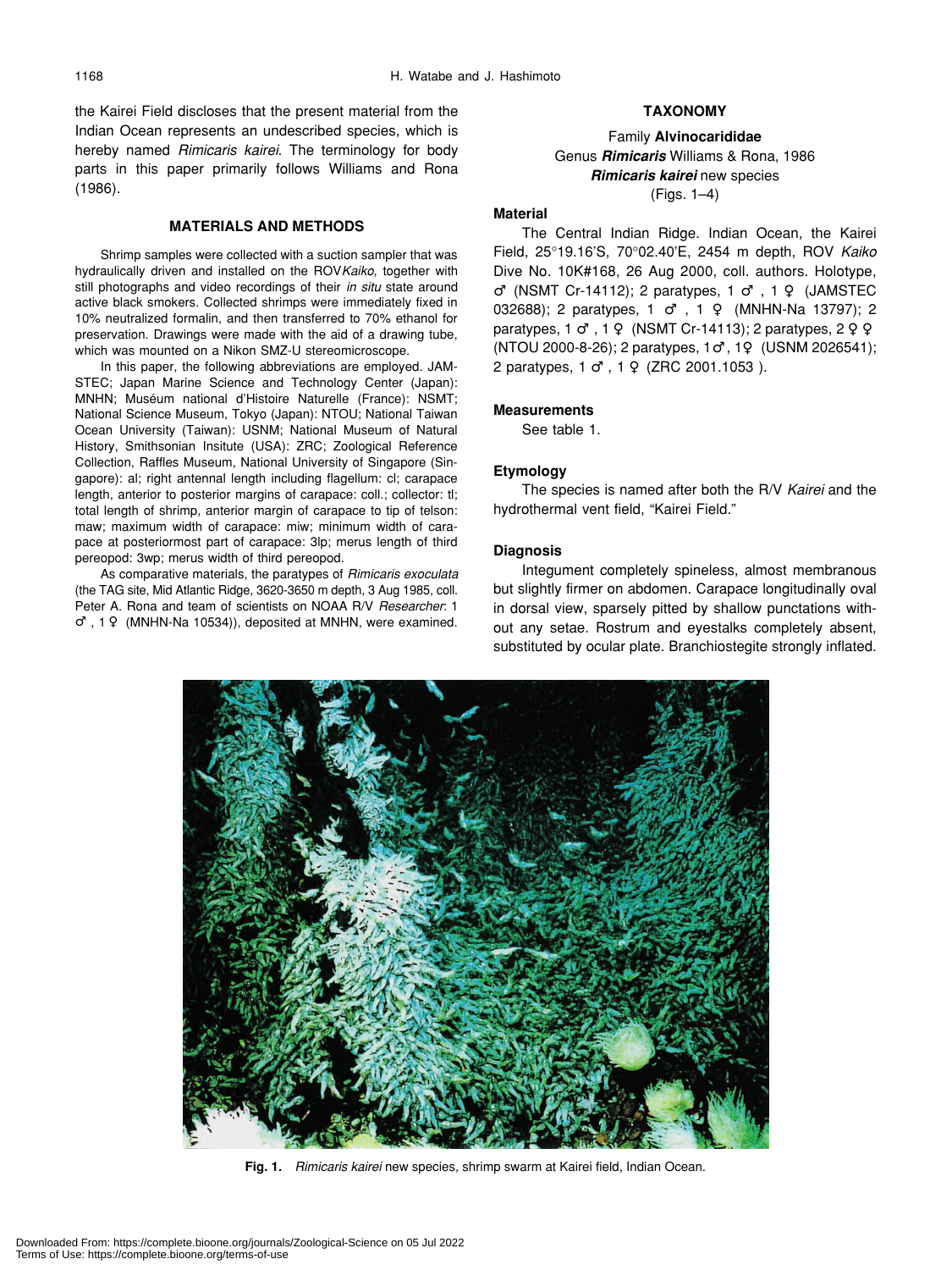the Kairei Field discloses that the present material from the Indian Ocean represents an undescribed species, which is hereby named *Rimicaris kairei*. The terminology for body parts in this paper primarily follows Williams and Rona (1986).

## MATERIALS AND METHODS

Shrimp samples were collected with a suction sampler that was hydraulically driven and installed on the ROV *Kaiko*, together with still photographs and video recordings of their *in situ* state around active black smokers. Collected shrimps were immediately fixed in 10% neutralized formalin, and then transferred to 70% ethanol for preservation. Drawings were made with the aid of a drawing tube, which was mounted on a Nikon SMZ-U stereomicroscope.

In this paper, the following abbreviations are employed. JAMSTEC; Japan Marine Science and Technology Center (Japan): MNHN; Muséum national d'Histoire Naturelle (France): NSMT; National Science Museum, Tokyo (Japan): NTOU; National Taiwan Ocean University (Taiwan): USNM; National Museum of Natural History, Smithsonian Insitute (USA): ZRC; Zoological Reference Collection, Raffles Museum, National University of Singapore (Singapore): al; right antennal length including flagellum: cl; carapace length, anterior to posterior margins of carapace: coll.; collector: tl; total length of shrimp, anterior margin of carapace to tip of telson: maw; maximum width of carapace: miw; minimum width of carapace at posteriormost part of carapace: 3lp; merus length of third pereopod: 3wp; merus width of third pereopod.

As comparative materials, the paratypes of *Rimicaris exoculata* (the TAG site, Mid Atlantic Ridge, 3620-3650 m depth, 3 Aug 1985, coll. Peter A. Rona and team of scientists on NOAA R/V *Researcher*: 1 ♂, 1 ♀ (MNHN-Na 10534)), deposited at MNHN, were examined.

## TAXONOMY

Family **Alvinocarididae**
Genus ***Rimicaris*** Williams & Rona, 1986
***Rimicaris kairei*** new species
(Figs. 1–4)

### Material

The Central Indian Ridge. Indian Ocean, the Kairei Field, 25°19.16'S, 70°02.40'E, 2454 m depth, ROV *Kaiko* Dive No. 10K#168, 26 Aug 2000, coll. authors. Holotype, ♂ (NSMT Cr-14112); 2 paratypes, 1 ♂, 1 ♀ (JAMSTEC 032688); 2 paratypes, 1 ♂, 1 ♀ (MNHN-Na 13797); 2 paratypes, 1 ♂, 1 ♀ (NSMT Cr-14113); 2 paratypes, 2 ♀♀ (NTOU 2000-8-26); 2 paratypes, 1♂, 1♀ (USNM 2026541); 2 paratypes, 1 ♂, 1 ♀ (ZRC 2001.1053 ).

### Measurements

See table 1.

### Etymology

The species is named after both the R/V *Kairei* and the hydrothermal vent field, "Kairei Field."

### Diagnosis

Integument completely spineless, almost membranous but slightly firmer on abdomen. Carapace longitudinally oval in dorsal view, sparsely pitted by shallow punctations without any setae. Rostrum and eyestalks completely absent, substituted by ocular plate. Branchiostegite strongly inflated.

**Fig. 1.** *Rimicaris kairei* new species, shrimp swarm at Kairei field, Indian Ocean.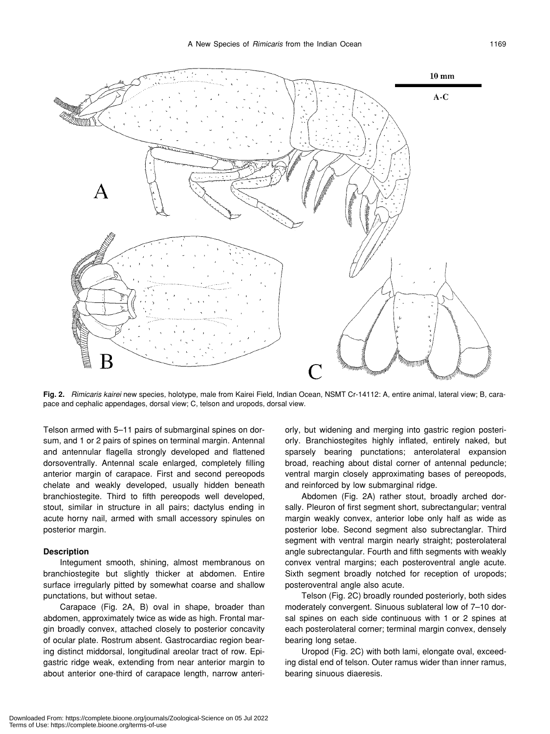**Fig. 2.** *Rimicaris kairei* new species, holotype, male from Kairei Field, Indian Ocean, NSMT Cr-14112: A, entire animal, lateral view; B, carapace and cephalic appendages, dorsal view; C, telson and uropods, dorsal view.

Telson armed with 5–11 pairs of submarginal spines on dorsum, and 1 or 2 pairs of spines on terminal margin. Antennal and antennular flagella strongly developed and flattened dorsoventrally. Antennal scale enlarged, completely filling anterior margin of carapace. First and second pereopods chelate and weakly developed, usually hidden beneath branchiostegite. Third to fifth pereopods well developed, stout, similar in structure in all pairs; dactylus ending in acute horny nail, armed with small accessory spinules on posterior margin.

### Description

Integument smooth, shining, almost membranous on branchiostegite but slightly thicker at abdomen. Entire surface irregularly pitted by somewhat coarse and shallow punctations, but without setae.

Carapace (Fig. 2A, B) oval in shape, broader than abdomen, approximately twice as wide as high. Frontal margin broadly convex, attached closely to posterior concavity of ocular plate. Rostrum absent. Gastrocardiac region bearing distinct middorsal, longitudinal areolar tract of row. Epigastric ridge weak, extending from near anterior margin to about anterior one-third of carapace length, narrow anteriorly, but widening and merging into gastric region posteriorly. Branchiostegites highly inflated, entirely naked, but sparsely bearing punctations; anterolateral expansion broad, reaching about distal corner of antennal peduncle; ventral margin closely approximating bases of pereopods, and reinforced by low submarginal ridge.

Abdomen (Fig. 2A) rather stout, broadly arched dorsally. Pleuron of first segment short, subrectangular; ventral margin weakly convex, anterior lobe only half as wide as posterior lobe. Second segment also subrectanglar. Third segment with ventral margin nearly straight; posterolateral angle subrectangular. Fourth and fifth segments with weakly convex ventral margins; each posteroventral angle acute. Sixth segment broadly notched for reception of uropods; posteroventral angle also acute.

Telson (Fig. 2C) broadly rounded posteriorly, both sides moderately convergent. Sinuous sublateral low of 7–10 dorsal spines on each side continuous with 1 or 2 spines at each posterolateral corner; terminal margin convex, densely bearing long setae.

Uropod (Fig. 2C) with both lami, elongate oval, exceeding distal end of telson. Outer ramus wider than inner ramus, bearing sinuous diaeresis.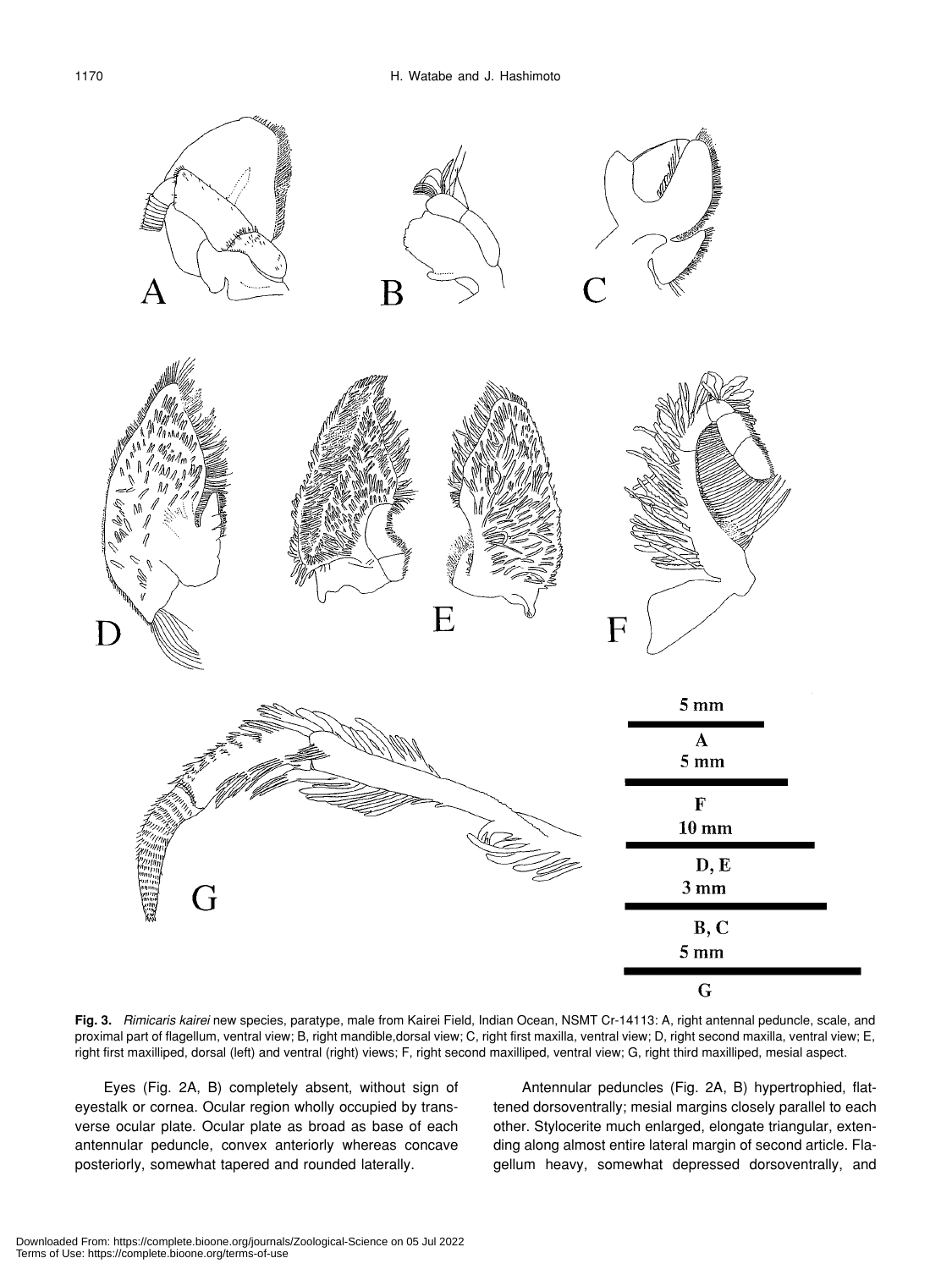**Fig. 3.** *Rimicaris kairei* new species, paratype, male from Kairei Field, Indian Ocean, NSMT Cr-14113: A, right antennal peduncle, scale, and proximal part of flagellum, ventral view; B, right mandible,dorsal view; C, right first maxilla, ventral view; D, right second maxilla, ventral view; E, right first maxilliped, dorsal (left) and ventral (right) views; F, right second maxilliped, ventral view; G, right third maxilliped, mesial aspect.

Eyes (Fig. 2A, B) completely absent, without sign of eyestalk or cornea. Ocular region wholly occupied by transverse ocular plate. Ocular plate as broad as base of each antennular peduncle, convex anteriorly whereas concave posteriorly, somewhat tapered and rounded laterally.

Antennular peduncles (Fig. 2A, B) hypertrophied, flattened dorsoventrally; mesial margins closely parallel to each other. Stylocerite much enlarged, elongate triangular, extending along almost entire lateral margin of second article. Flagellum heavy, somewhat depressed dorsoventrally, and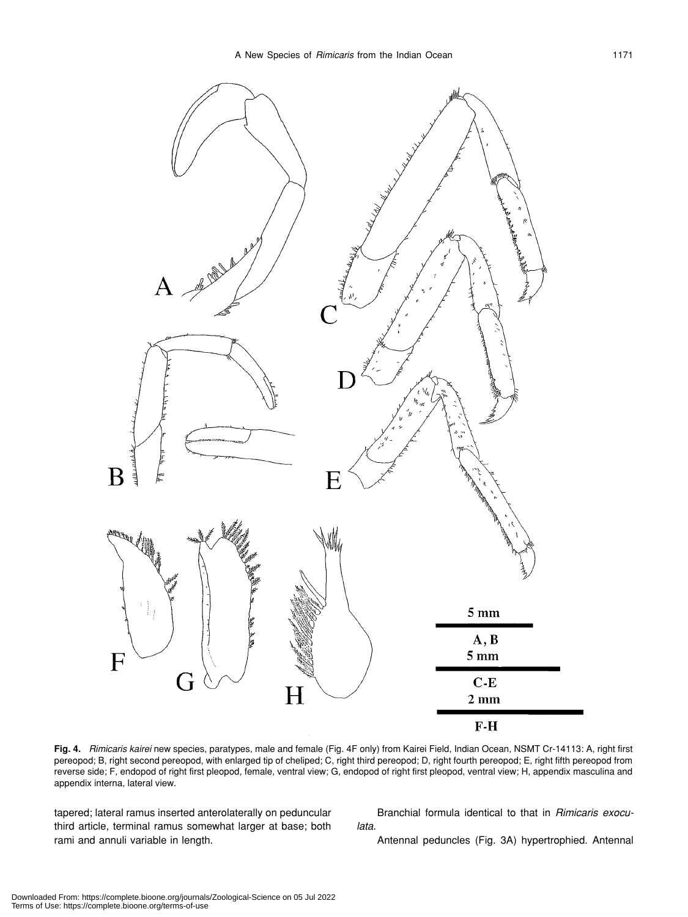**Fig. 4.** *Rimicaris kairei* new species, paratypes, male and female (Fig. 4F only) from Kairei Field, Indian Ocean, NSMT Cr-14113: A, right first pereopod; B, right second pereopod, with enlarged tip of cheliped; C, right third pereopod; D, right fourth pereopod; E, right fifth pereopod from reverse side; F, endopod of right first pleopod, female, ventral view; G, endopod of right first pleopod, ventral view; H, appendix masculina and appendix interna, lateral view.

tapered; lateral ramus inserted anterolaterally on peduncular third article, terminal ramus somewhat larger at base; both rami and annuli variable in length.

Branchial formula identical to that in *Rimicaris exoculata*.

Antennal peduncles (Fig. 3A) hypertrophied. Antennal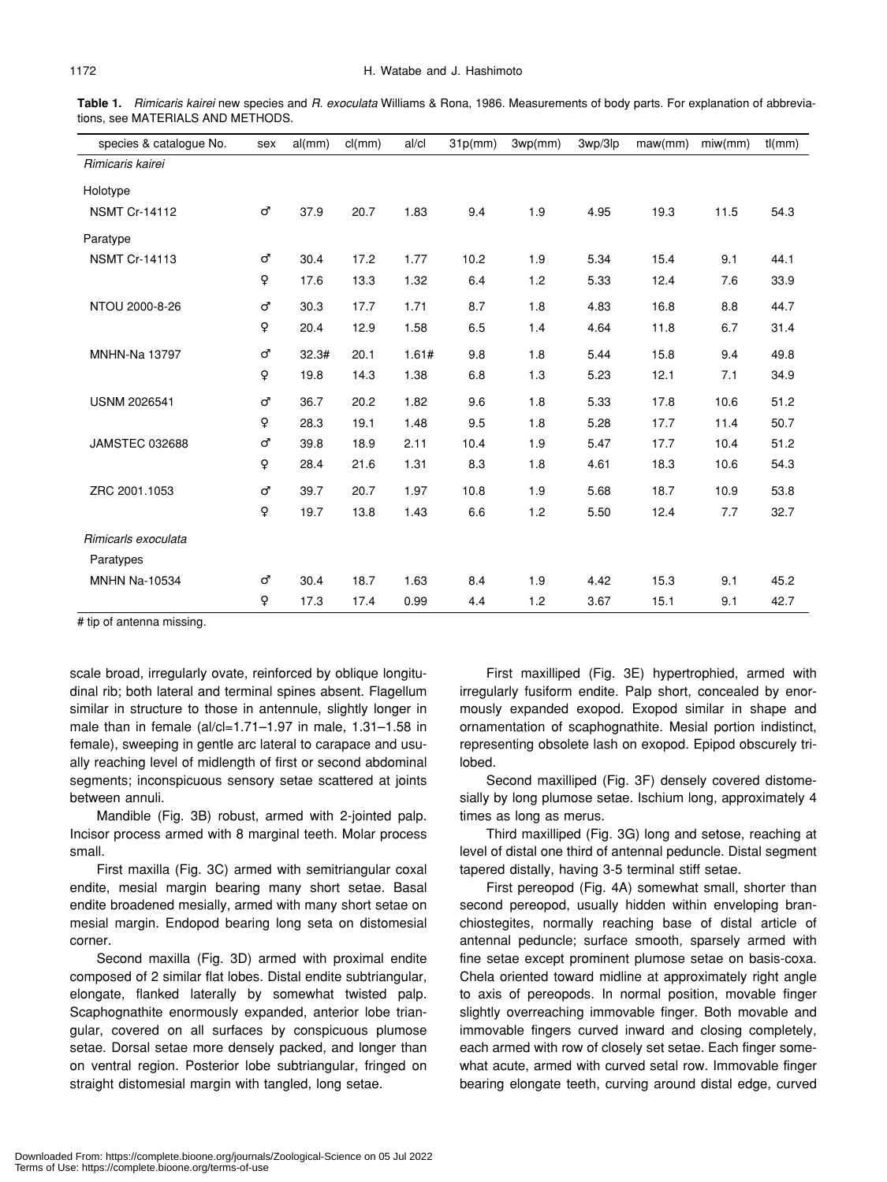**Table 1.** *Rimicaris kairei* new species and *R. exoculata* Williams & Rona, 1986. Measurements of body parts. For explanation of abbreviations, see MATERIALS AND METHODS.

| species & catalogue No. | sex | al(mm) | cl(mm) | al/cl | 31p(mm) | 3wp(mm) | 3wp/3lp | maw(mm) | miw(mm) | tl(mm) |
|---|---|---|---|---|---|---|---|---|---|---|
| *Rimicaris kairei* | | | | | | | | | | |
| Holotype | | | | | | | | | | |
| NSMT Cr-14112 | ♂ | 37.9 | 20.7 | 1.83 | 9.4 | 1.9 | 4.95 | 19.3 | 11.5 | 54.3 |
| Paratype | | | | | | | | | | |
| NSMT Cr-14113 | ♂ | 30.4 | 17.2 | 1.77 | 10.2 | 1.9 | 5.34 | 15.4 | 9.1 | 44.1 |
| | ♀ | 17.6 | 13.3 | 1.32 | 6.4 | 1.2 | 5.33 | 12.4 | 7.6 | 33.9 |
| NTOU 2000-8-26 | ♂ | 30.3 | 17.7 | 1.71 | 8.7 | 1.8 | 4.83 | 16.8 | 8.8 | 44.7 |
| | ♀ | 20.4 | 12.9 | 1.58 | 6.5 | 1.4 | 4.64 | 11.8 | 6.7 | 31.4 |
| MNHN-Na 13797 | ♂ | 32.3# | 20.1 | 1.61# | 9.8 | 1.8 | 5.44 | 15.8 | 9.4 | 49.8 |
| | ♀ | 19.8 | 14.3 | 1.38 | 6.8 | 1.3 | 5.23 | 12.1 | 7.1 | 34.9 |
| USNM 2026541 | ♂ | 36.7 | 20.2 | 1.82 | 9.6 | 1.8 | 5.33 | 17.8 | 10.6 | 51.2 |
| | ♀ | 28.3 | 19.1 | 1.48 | 9.5 | 1.8 | 5.28 | 17.7 | 11.4 | 50.7 |
| JAMSTEC 032688 | ♂ | 39.8 | 18.9 | 2.11 | 10.4 | 1.9 | 5.47 | 17.7 | 10.4 | 51.2 |
| | ♀ | 28.4 | 21.6 | 1.31 | 8.3 | 1.8 | 4.61 | 18.3 | 10.6 | 54.3 |
| ZRC 2001.1053 | ♂ | 39.7 | 20.7 | 1.97 | 10.8 | 1.9 | 5.68 | 18.7 | 10.9 | 53.8 |
| | ♀ | 19.7 | 13.8 | 1.43 | 6.6 | 1.2 | 5.50 | 12.4 | 7.7 | 32.7 |
| *Rimicarls exoculata* | | | | | | | | | | |
| Paratypes | | | | | | | | | | |
| MNHN Na-10534 | ♂ | 30.4 | 18.7 | 1.63 | 8.4 | 1.9 | 4.42 | 15.3 | 9.1 | 45.2 |
| | ♀ | 17.3 | 17.4 | 0.99 | 4.4 | 1.2 | 3.67 | 15.1 | 9.1 | 42.7 |

# tip of antenna missing.

scale broad, irregularly ovate, reinforced by oblique longitudinal rib; both lateral and terminal spines absent. Flagellum similar in structure to those in antennule, slightly longer in male than in female (al/cl=1.71–1.97 in male, 1.31–1.58 in female), sweeping in gentle arc lateral to carapace and usually reaching level of midlength of first or second abdominal segments; inconspicuous sensory setae scattered at joints between annuli.

Mandible (Fig. 3B) robust, armed with 2-jointed palp. Incisor process armed with 8 marginal teeth. Molar process small.

First maxilla (Fig. 3C) armed with semitriangular coxal endite, mesial margin bearing many short setae. Basal endite broadened mesially, armed with many short setae on mesial margin. Endopod bearing long seta on distomesial corner.

Second maxilla (Fig. 3D) armed with proximal endite composed of 2 similar flat lobes. Distal endite subtriangular, elongate, flanked laterally by somewhat twisted palp. Scaphognathite enormously expanded, anterior lobe triangular, covered on all surfaces by conspicuous plumose setae. Dorsal setae more densely packed, and longer than on ventral region. Posterior lobe subtriangular, fringed on straight distomesial margin with tangled, long setae.

First maxilliped (Fig. 3E) hypertrophied, armed with irregularly fusiform endite. Palp short, concealed by enormously expanded exopod. Exopod similar in shape and ornamentation of scaphognathite. Mesial portion indistinct, representing obsolete lash on exopod. Epipod obscurely trilobed.

Second maxilliped (Fig. 3F) densely covered distomesially by long plumose setae. Ischium long, approximately 4 times as long as merus.

Third maxilliped (Fig. 3G) long and setose, reaching at level of distal one third of antennal peduncle. Distal segment tapered distally, having 3-5 terminal stiff setae.

First pereopod (Fig. 4A) somewhat small, shorter than second pereopod, usually hidden within enveloping branchiostegites, normally reaching base of distal article of antennal peduncle; surface smooth, sparsely armed with fine setae except prominent plumose setae on basis-coxa. Chela oriented toward midline at approximately right angle to axis of pereopods. In normal position, movable finger slightly overreaching immovable finger. Both movable and immovable fingers curved inward and closing completely, each armed with row of closely set setae. Each finger somewhat acute, armed with curved setal row. Immovable finger bearing elongate teeth, curving around distal edge, curved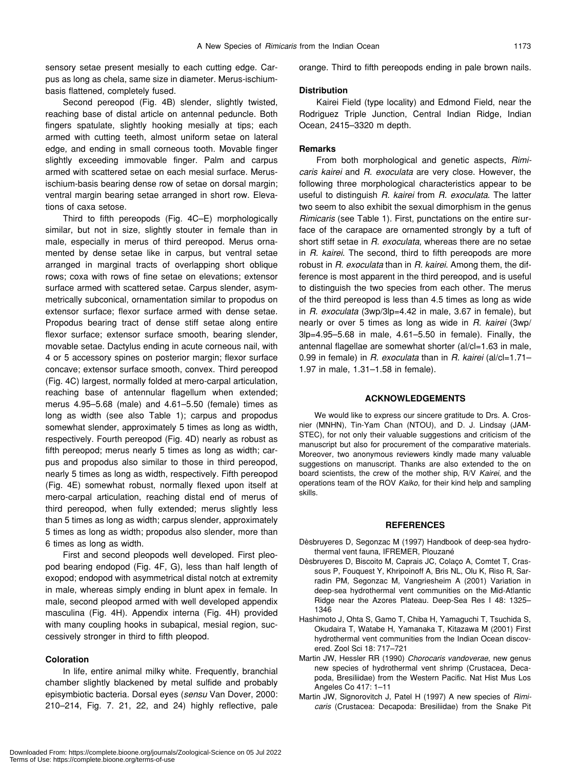sensory setae present mesially to each cutting edge. Carpus as long as chela, same size in diameter. Merus-ischium-basis flattened, completely fused.

Second pereopod (Fig. 4B) slender, slightly twisted, reaching base of distal article on antennal peduncle. Both fingers spatulate, slightly hooking mesially at tips; each armed with cutting teeth, almost uniform setae on lateral edge, and ending in small corneous tooth. Movable finger slightly exceeding immovable finger. Palm and carpus armed with scattered setae on each mesial surface. Merus-ischium-basis bearing dense row of setae on dorsal margin; ventral margin bearing setae arranged in short row. Elevations of caxa setose.

Third to fifth pereopods (Fig. 4C–E) morphologically similar, but not in size, slightly stouter in female than in male, especially in merus of third pereopod. Merus ornamented by dense setae like in carpus, but ventral setae arranged in marginal tracts of overlapping short oblique rows; coxa with rows of fine setae on elevations; extensor surface armed with scattered setae. Carpus slender, asymmetrically subconical, ornamentation similar to propodus on extensor surface; flexor surface armed with dense setae. Propodus bearing tract of dense stiff setae along entire flexor surface; extensor surface smooth, bearing slender, movable setae. Dactylus ending in acute corneous nail, with 4 or 5 accessory spines on posterior margin; flexor surface concave; extensor surface smooth, convex. Third pereopod (Fig. 4C) largest, normally folded at mero-carpal articulation, reaching base of antennular flagellum when extended; merus 4.95–5.68 (male) and 4.61–5.50 (female) times as long as width (see also Table 1); carpus and propodus somewhat slender, approximately 5 times as long as width, respectively. Fourth pereopod (Fig. 4D) nearly as robust as fifth pereopod; merus nearly 5 times as long as width; carpus and propodus also similar to those in third pereopod, nearly 5 times as long as width, respectively. Fifth pereopod (Fig. 4E) somewhat robust, normally flexed upon itself at mero-carpal articulation, reaching distal end of merus of third pereopod, when fully extended; merus slightly less than 5 times as long as width; carpus slender, approximately 5 times as long as width; propodus also slender, more than 6 times as long as width.

First and second pleopods well developed. First pleopod bearing endopod (Fig. 4F, G), less than half length of exopod; endopod with asymmetrical distal notch at extremity in male, whereas simply ending in blunt apex in female. In male, second pleopod armed with well developed appendix masculina (Fig. 4H). Appendix interna (Fig. 4H) provided with many coupling hooks in subapical, mesial region, successively stronger in third to fifth pleopod.

### Coloration

In life, entire animal milky white. Frequently, branchial chamber slightly blackened by metal sulfide and probably episymbiotic bacteria. Dorsal eyes (*sensu* Van Dover, 2000: 210–214, Fig. 7. 21, 22, and 24) highly reflective, pale orange. Third to fifth pereopods ending in pale brown nails.

### Distribution

Kairei Field (type locality) and Edmond Field, near the Rodriguez Triple Junction, Central Indian Ridge, Indian Ocean, 2415–3320 m depth.

### Remarks

From both morphological and genetic aspects, *Rimicaris kairei* and *R. exoculata* are very close. However, the following three morphological characteristics appear to be useful to distinguish *R. kairei* from *R. exoculata*. The latter two seem to also exhibit the sexual dimorphism in the genus *Rimicaris* (see Table 1). First, punctations on the entire surface of the carapace are ornamented strongly by a tuft of short stiff setae in *R. exoculata*, whereas there are no setae in *R. kairei*. The second, third to fifth pereopods are more robust in *R. exoculata* than in *R. kairei*. Among them, the difference is most apparent in the third pereopod, and is useful to distinguish the two species from each other. The merus of the third pereopod is less than 4.5 times as long as wide in *R. exoculata* (3wp/3lp=4.42 in male, 3.67 in female), but nearly or over 5 times as long as wide in *R. kairei* (3wp/3lp=4.95–5.68 in male, 4.61–5.50 in female). Finally, the antennal flagellae are somewhat shorter (al/cl=1.63 in male, 0.99 in female) in *R. exoculata* than in *R. kairei* (al/cl=1.71–1.97 in male, 1.31–1.58 in female).

## ACKNOWLEDGEMENTS

We would like to express our sincere gratitude to Drs. A. Crosnier (MNHN), Tin-Yam Chan (NTOU), and D. J. Lindsay (JAMSTEC), for not only their valuable suggestions and criticism of the manuscript but also for procurement of the comparative materials. Moreover, two anonymous reviewers kindly made many valuable suggestions on manuscript. Thanks are also extended to the on board scientists, the crew of the mother ship, R/V *Kairei*, and the operations team of the ROV *Kaiko*, for their kind help and sampling skills.

## REFERENCES

Dèsbruyeres D, Segonzac M (1997) Handbook of deep-sea hydrothermal vent fauna, IFREMER, Plouzané

Dèsbruyeres D, Biscoito M, Caprais JC, Colaço A, Comtet T, Crassous P, Fouquest Y, Khripoinoff A, Bris NL, Olu K, Riso R, Sarradin PM, Segonzac M, Vangriesheim A (2001) Variation in deep-sea hydrothermal vent communities on the Mid-Atlantic Ridge near the Azores Plateau. Deep-Sea Res I 48: 1325–1346

Hashimoto J, Ohta S, Gamo T, Chiba H, Yamaguchi T, Tsuchida S, Okudaira T, Watabe H, Yamanaka T, Kitazawa M (2001) First hydrothermal vent communities from the Indian Ocean discovered. Zool Sci 18: 717–721

Martin JW, Hessler RR (1990) *Chorocaris vandoverae*, new genus new species of hydrothermal vent shrimp (Crustacea, Decapoda, Bresiliidae) from the Western Pacific. Nat Hist Mus Los Angeles Co 417: 1–11

Martin JW, Signorovitch J, Patel H (1997) A new species of *Rimicaris* (Crustacea: Decapoda: Bresiliidae) from the Snake Pit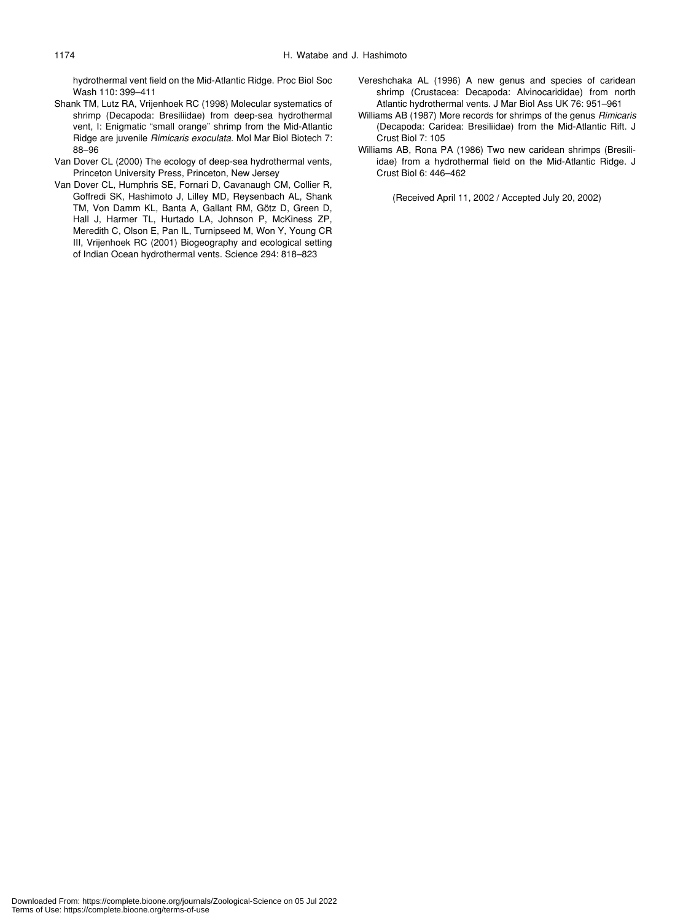hydrothermal vent field on the Mid-Atlantic Ridge. Proc Biol Soc Wash 110: 399–411

Shank TM, Lutz RA, Vrijenhoek RC (1998) Molecular systematics of shrimp (Decapoda: Bresiliidae) from deep-sea hydrothermal vent, I: Enigmatic "small orange" shrimp from the Mid-Atlantic Ridge are juvenile *Rimicaris exoculata*. Mol Mar Biol Biotech 7: 88–96

Van Dover CL (2000) The ecology of deep-sea hydrothermal vents, Princeton University Press, Princeton, New Jersey

Van Dover CL, Humphris SE, Fornari D, Cavanaugh CM, Collier R, Goffredi SK, Hashimoto J, Lilley MD, Reysenbach AL, Shank TM, Von Damm KL, Banta A, Gallant RM, Götz D, Green D, Hall J, Harmer TL, Hurtado LA, Johnson P, McKiness ZP, Meredith C, Olson E, Pan IL, Turnipseed M, Won Y, Young CR III, Vrijenhoek RC (2001) Biogeography and ecological setting of Indian Ocean hydrothermal vents. Science 294: 818–823

Vereshchaka AL (1996) A new genus and species of caridean shrimp (Crustacea: Decapoda: Alvinocarididae) from north Atlantic hydrothermal vents. J Mar Biol Ass UK 76: 951–961

Williams AB (1987) More records for shrimps of the genus *Rimicaris* (Decapoda: Caridea: Bresiliidae) from the Mid-Atlantic Rift. J Crust Biol 7: 105

Williams AB, Rona PA (1986) Two new caridean shrimps (Bresiliidae) from a hydrothermal field on the Mid-Atlantic Ridge. J Crust Biol 6: 446–462

(Received April 11, 2002 / Accepted July 20, 2002)